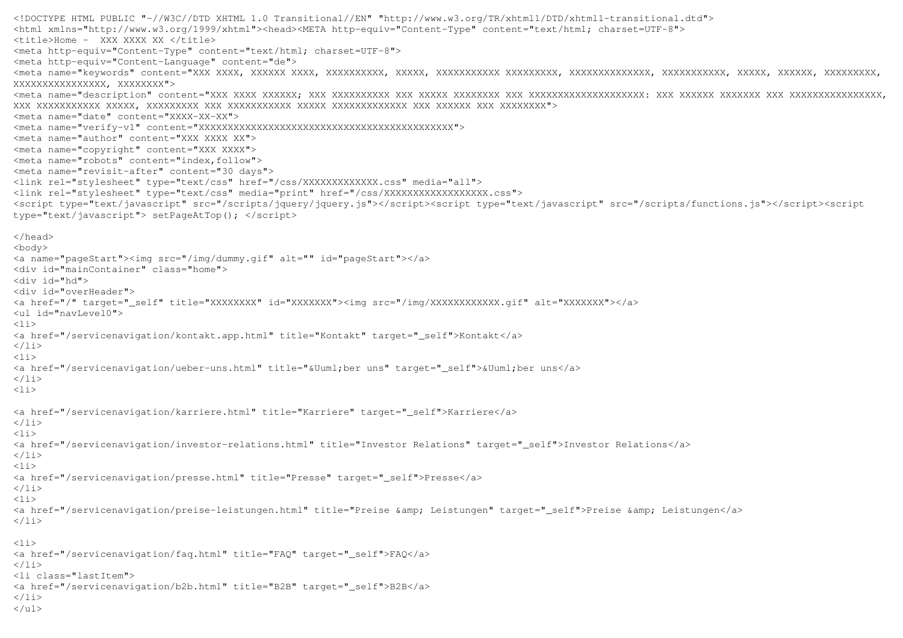```html
<!DOCTYPE HTML PUBLIC "-//W3C//DTD XHTML 1.0 Transitional//EN" "http://www.w3.org/TR/xhtml1/DTD/xhtml1-transitional.dtd">
<html xmlns="http://www.w3.org/1999/xhtml"><head><META http-equiv="Content-Type" content="text/html; charset=UTF-8">
<title>Home -  XXX XXXX XX </title>
<meta http-equiv="Content-Type" content="text/html; charset=UTF-8">
<meta http-equiv="Content-Language" content="de">
<meta name="keywords" content="XXX XXXX, XXXXXX XXXX, XXXXXXXXXX, XXXXX, XXXXXXXXXXX XXXXXXXXX, XXXXXXXXXXXXXX, XXXXXXXXXXX, XXXXX, XXXXXX, XXXXXXXXX,
XXXXXXXXXXXXXXXX, XXXXXXXX">
<meta name="description" content="XXX XXXX XXXXXX; XXX XXXXXXXXXX XXX XXXXX XXXXXXXX XXX XXXXXXXXXXXXXXXXXXXX: XXX XXXXXX XXXXXXX XXX XXXXXXXXXXXXXXXX,
XXX XXXXXXXXXXX XXXXX, XXXXXXXXX XXX XXXXXXXXXXX XXXXX XXXXXXXXXXXXX XXX XXXXXX XXX XXXXXXXX">
<meta name="date" content="XXXX-XX-XX">
<meta name="verify-v1" content="XXXXXXXXXXXXXXXXXXXXXXXXXXXXXXXXXXXXXXXXXXXXXX">
<meta name="author" content="XXX XXXX XX">
<meta name="copyright" content="XXX XXXX">
<meta name="robots" content="index,follow">
<meta name="revisit-after" content="30 days">
<link rel="stylesheet" type="text/css" href="/css/XXXXXXXXXXXXX.css" media="all">
<link rel="stylesheet" type="text/css" media="print" href="/css/XXXXXXXXXXXXXXXXXX.css">
<script type="text/javascript" src="/scripts/jquery/jquery.js"></script><script type="text/javascript" src="/scripts/functions.js"></script><script
type="text/javascript"> setPageAtTop(); </script>

</head>
<body>
<a name="pageStart"><img src="/img/dummy.gif" alt="" id="pageStart"></a>
<div id="mainContainer" class="home">
<div id="hd">
<div id="overHeader">
<a href="/" target="_self" title="XXXXXXXX" id="XXXXXXX"><img src="/img/XXXXXXXXXXXX.gif" alt="XXXXXXX"></a>
<ul id="navLevel0">
<li>
<a href="/servicenavigation/kontakt.app.html" title="Kontakt" target="_self">Kontakt</a>
</li>
<li>
<a href="/servicenavigation/ueber-uns.html" title="&Uuml;ber uns" target="_self">&Uuml;ber uns</a>
</li>
<li>

<a href="/servicenavigation/karriere.html" title="Karriere" target="_self">Karriere</a>
</li>
<li>
<a href="/servicenavigation/investor-relations.html" title="Investor Relations" target="_self">Investor Relations</a>
</li>
<li>
<a href="/servicenavigation/presse.html" title="Presse" target="_self">Presse</a>
</li>
<li>
<a href="/servicenavigation/preise-leistungen.html" title="Preise &amp; Leistungen" target="_self">Preise &amp; Leistungen</a>
</li>

<li>
<a href="/servicenavigation/faq.html" title="FAQ" target="_self">FAQ</a>
</li>
<li class="lastItem">
<a href="/servicenavigation/b2b.html" title="B2B" target="_self">B2B</a>
</li>
</ul>
```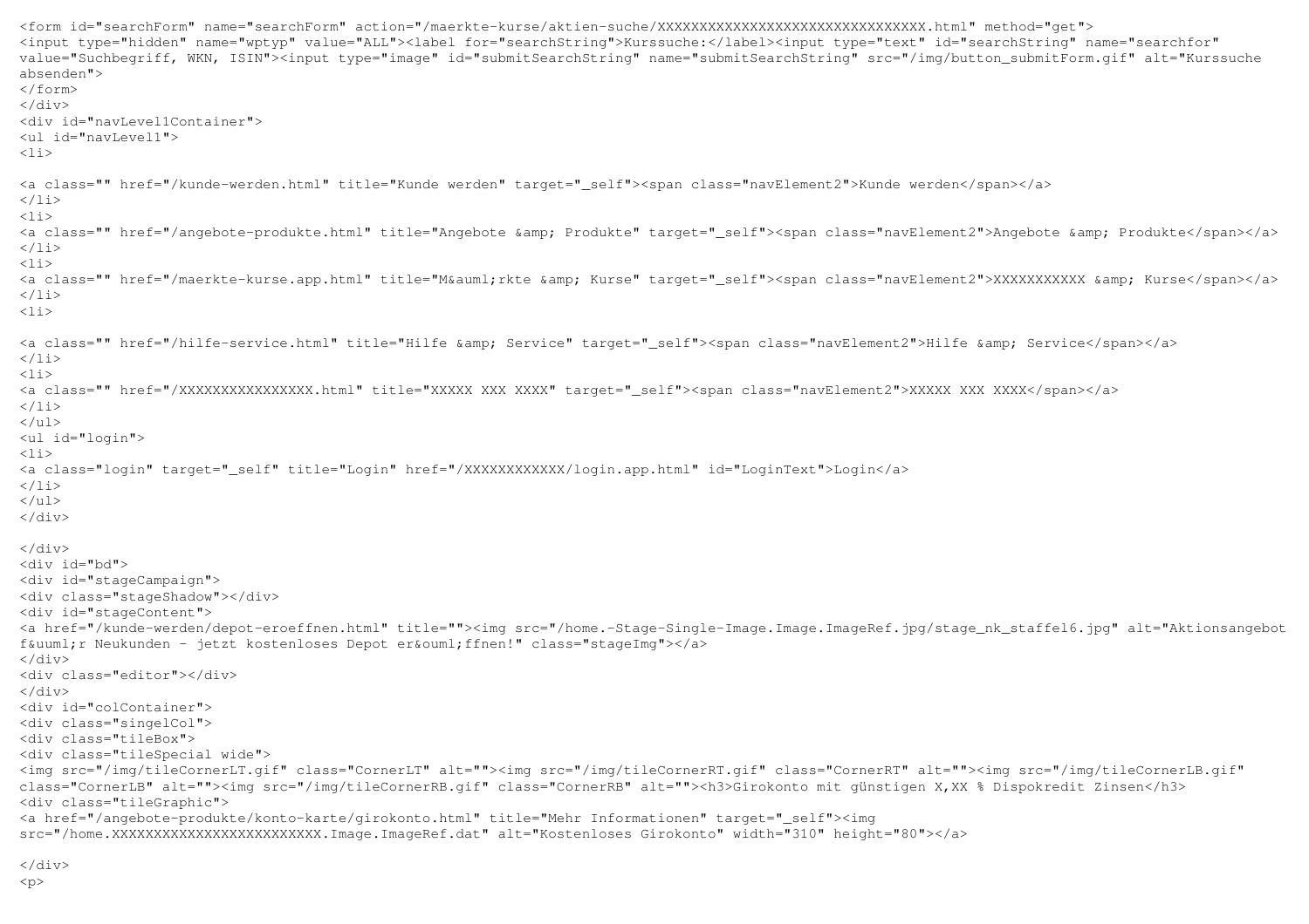```
<form id="searchForm" name="searchForm" action="/maerkte-kurse/aktien-suche/XXXXXXXXXXXXXXXXXXXXXXXXXXXXXXXXX.html" method="get">
<input type="hidden" name="wptyp" value="ALL"><label for="searchString">Kurssuche:</label><input type="text" id="searchString" name="searchfor"
value="Suchbegriff, WKN, ISIN"><input type="image" id="submitSearchString" name="submitSearchString" src="/img/button_submitForm.gif" alt="Kurssuche
absenden">
</form>
</div>
<div id="navLevel1Container">
<ul id="navLevel1">
<li>

<a class="" href="/kunde-werden.html" title="Kunde werden" target="_self"><span class="navElement2">Kunde werden</span></a>
</li>
<li>
<a class="" href="/angebote-produkte.html" title="Angebote &amp; Produkte" target="_self"><span class="navElement2">Angebote &amp; Produkte</span></a>
</li>
<li>
<a class="" href="/maerkte-kurse.app.html" title="M&auml;rkte &amp; Kurse" target="_self"><span class="navElement2">XXXXXXXXXXX &amp; Kurse</span></a>
</li>
<li>

<a class="" href="/hilfe-service.html" title="Hilfe &amp; Service" target="_self"><span class="navElement2">Hilfe &amp; Service</span></a>
</li>
<li>
<a class="" href="/XXXXXXXXXXXXXXXX.html" title="XXXXX XXX XXXX" target="_self"><span class="navElement2">XXXXX XXX XXXX</span></a>
</li>
</ul>
<ul id="login">
<li>
<a class="login" target="_self" title="Login" href="/XXXXXXXXXXXX/login.app.html" id="LoginText">Login</a>
</li>
</ul>
</div>

</div>
<div id="bd">
<div id="stageCampaign">
<div class="stageShadow"></div>
<div id="stageContent">
<a href="/kunde-werden/depot-eroeffnen.html" title=""><img src="/home.-Stage-Single-Image.Image.ImageRef.jpg/stage_nk_staffel6.jpg" alt="Aktionsangebot
f&uuml;r Neukunden - jetzt kostenloses Depot er&ouml;ffnen!" class="stageImg"></a>
</div>
<div class="editor"></div>
</div>
<div id="colContainer">
<div class="singelCol">
<div class="tileBox">
<div class="tileSpecial wide">
<img src="/img/tileCornerLT.gif" class="CornerLT" alt=""><img src="/img/tileCornerRT.gif" class="CornerRT" alt=""><img src="/img/tileCornerLB.gif"
class="CornerLB" alt=""><img src="/img/tileCornerRB.gif" class="CornerRB" alt=""><h3>Girokonto mit günstigen X,XX % Dispokredit Zinsen</h3>
<div class="tileGraphic">
<a href="/angebote-produkte/konto-karte/girokonto.html" title="Mehr Informationen" target="_self"><img
src="/home.XXXXXXXXXXXXXXXXXXXXXXXXX.Image.ImageRef.dat" alt="Kostenloses Girokonto" width="310" height="80"></a>

</div>
<p>
```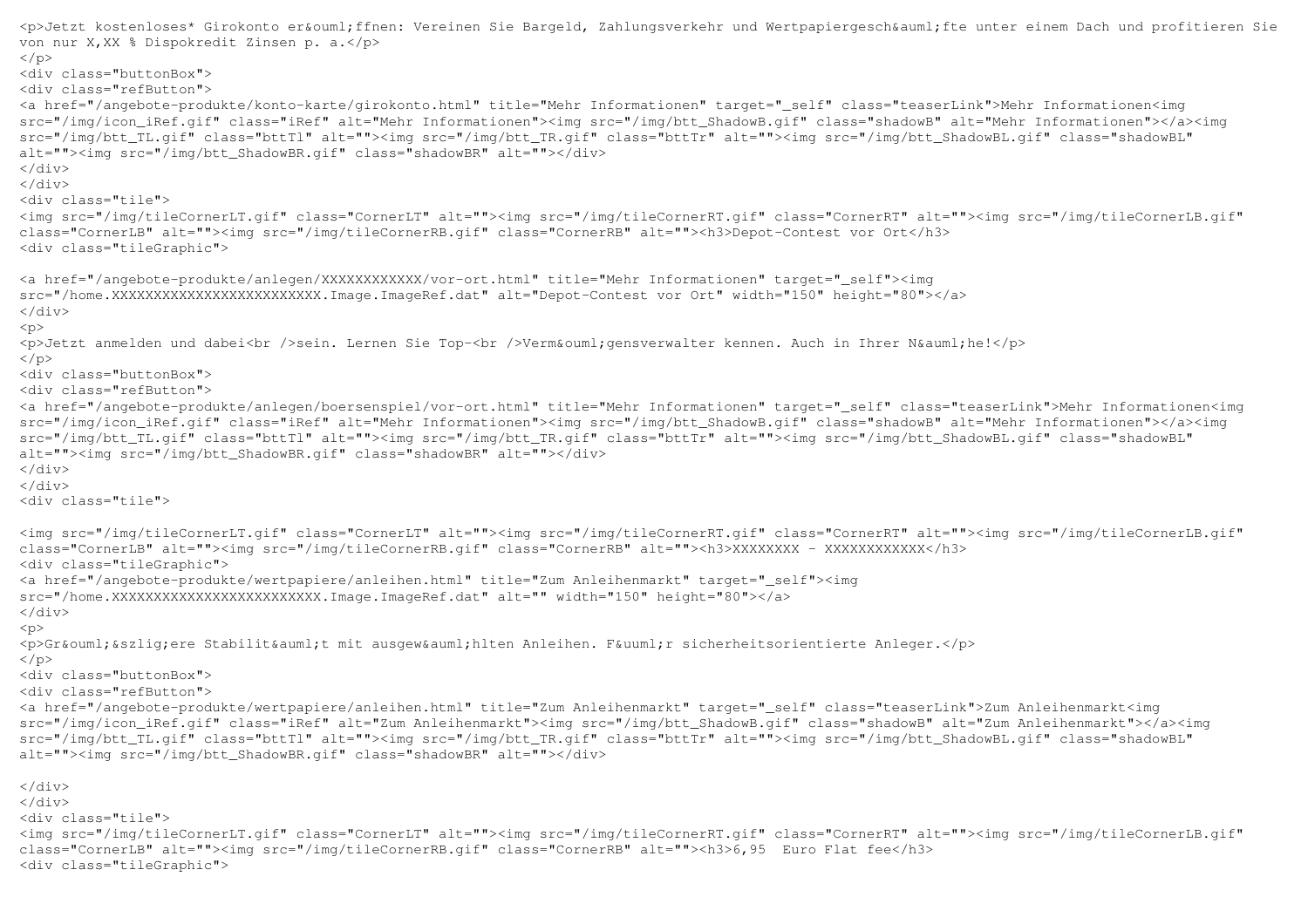```
<p>Jetzt kostenloses* Girokonto er&ouml;ffnen: Vereinen Sie Bargeld, Zahlungsverkehr und Wertpapiergesch&auml;fte unter einem Dach und profitieren Sie von nur X,XX % Dispokredit Zinsen p. a.</p>
</p>
<div class="buttonBox">
<div class="refButton">
<a href="/angebote-produkte/konto-karte/girokonto.html" title="Mehr Informationen" target="_self" class="teaserLink">Mehr Informationen<img src="/img/icon_iRef.gif" class="iRef" alt="Mehr Informationen"><img src="/img/btt_ShadowB.gif" class="shadowB" alt="Mehr Informationen"></a><img src="/img/btt_TL.gif" class="bttTl" alt=""><img src="/img/btt_TR.gif" class="bttTr" alt=""><img src="/img/btt_ShadowBL.gif" class="shadowBL" alt=""><img src="/img/btt_ShadowBR.gif" class="shadowBR" alt=""></div>
</div>
</div>
<div class="tile">
<img src="/img/tileCornerLT.gif" class="CornerLT" alt=""><img src="/img/tileCornerRT.gif" class="CornerRT" alt=""><img src="/img/tileCornerLB.gif" class="CornerLB" alt=""><img src="/img/tileCornerRB.gif" class="CornerRB" alt=""><h3>Depot-Contest vor Ort</h3>
<div class="tileGraphic">

<a href="/angebote-produkte/anlegen/XXXXXXXXXXXX/vor-ort.html" title="Mehr Informationen" target="_self"><img src="/home.XXXXXXXXXXXXXXXXXXXXXXXXX.Image.ImageRef.dat" alt="Depot-Contest vor Ort" width="150" height="80"></a>
</div>
<p>
<p>Jetzt anmelden und dabei<br />sein. Lernen Sie Top-<br />Verm&ouml;gensverwalter kennen. Auch in Ihrer N&auml;he!</p>
</p>
<div class="buttonBox">
<div class="refButton">
<a href="/angebote-produkte/anlegen/boersenspiel/vor-ort.html" title="Mehr Informationen" target="_self" class="teaserLink">Mehr Informationen<img src="/img/icon_iRef.gif" class="iRef" alt="Mehr Informationen"><img src="/img/btt_ShadowB.gif" class="shadowB" alt="Mehr Informationen"></a><img src="/img/btt_TL.gif" class="bttTl" alt=""><img src="/img/btt_TR.gif" class="bttTr" alt=""><img src="/img/btt_ShadowBL.gif" class="shadowBL" alt=""><img src="/img/btt_ShadowBR.gif" class="shadowBR" alt=""></div>
</div>
</div>
<div class="tile">

<img src="/img/tileCornerLT.gif" class="CornerLT" alt=""><img src="/img/tileCornerRT.gif" class="CornerRT" alt=""><img src="/img/tileCornerLB.gif" class="CornerLB" alt=""><img src="/img/tileCornerRB.gif" class="CornerRB" alt=""><h3>XXXXXXXX - XXXXXXXXXXXX</h3>
<div class="tileGraphic">
<a href="/angebote-produkte/wertpapiere/anleihen.html" title="Zum Anleihenmarkt" target="_self"><img src="/home.XXXXXXXXXXXXXXXXXXXXXXXXX.Image.ImageRef.dat" alt="" width="150" height="80"></a>
</div>
<p>
<p>Gr&ouml;&szlig;ere Stabilit&auml;t mit ausgew&auml;hlten Anleihen. F&uuml;r sicherheitsorientierte Anleger.</p>
</p>
<div class="buttonBox">
<div class="refButton">
<a href="/angebote-produkte/wertpapiere/anleihen.html" title="Zum Anleihenmarkt" target="_self" class="teaserLink">Zum Anleihenmarkt<img src="/img/icon_iRef.gif" class="iRef" alt="Zum Anleihenmarkt"><img src="/img/btt_ShadowB.gif" class="shadowB" alt="Zum Anleihenmarkt"></a><img src="/img/btt_TL.gif" class="bttTl" alt=""><img src="/img/btt_TR.gif" class="bttTr" alt=""><img src="/img/btt_ShadowBL.gif" class="shadowBL" alt=""><img src="/img/btt_ShadowBR.gif" class="shadowBR" alt=""></div>

</div>
</div>
<div class="tile">
<img src="/img/tileCornerLT.gif" class="CornerLT" alt=""><img src="/img/tileCornerRT.gif" class="CornerRT" alt=""><img src="/img/tileCornerLB.gif" class="CornerLB" alt=""><img src="/img/tileCornerRB.gif" class="CornerRB" alt=""><h3>6,95  Euro Flat fee</h3>
<div class="tileGraphic">
```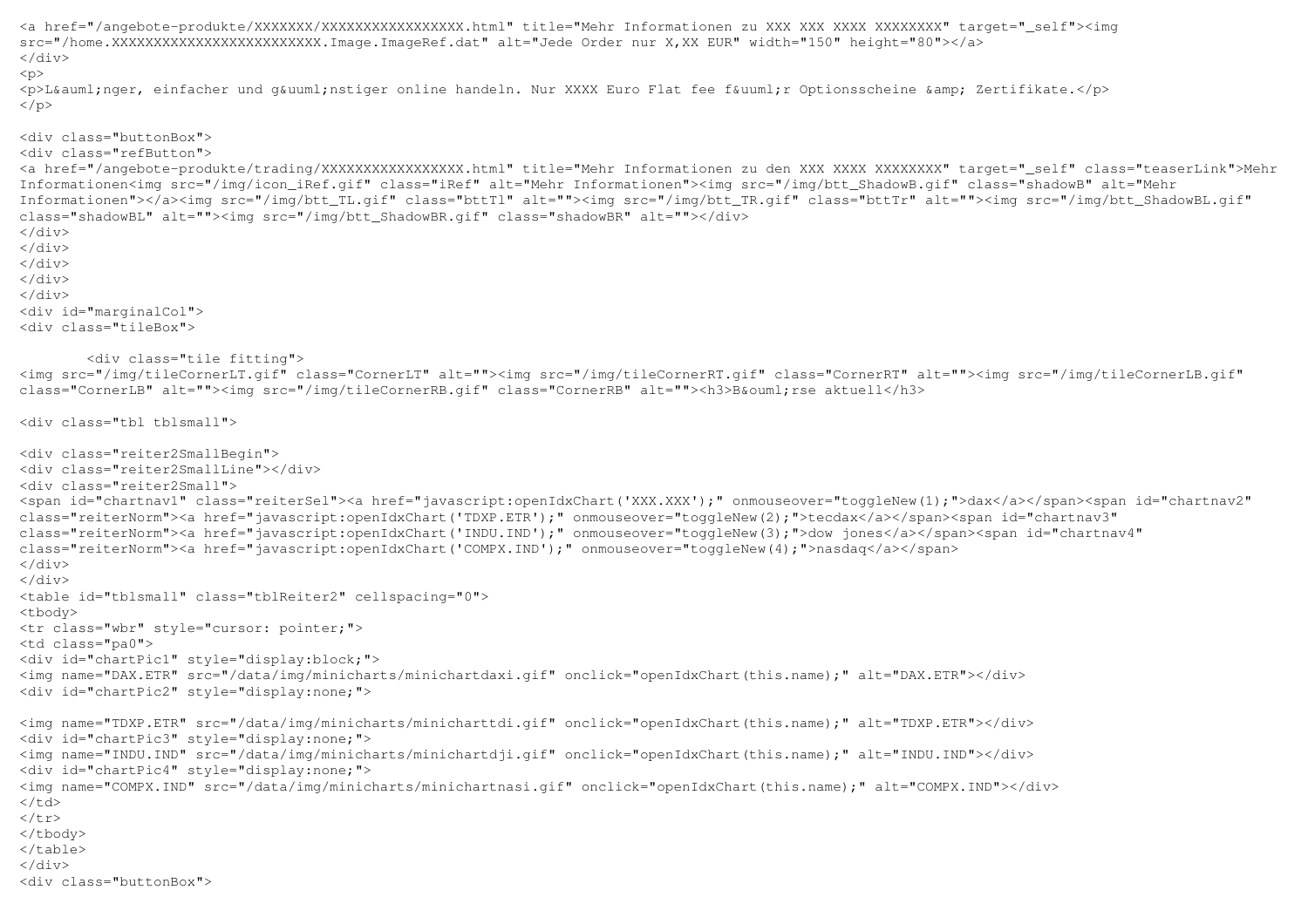```
<a href="/angebote-produkte/XXXXXXX/XXXXXXXXXXXXXXXXX.html" title="Mehr Informationen zu XXX XXX XXXX XXXXXXXX" target="_self"><img
src="/home.XXXXXXXXXXXXXXXXXXXXXXXXX.Image.ImageRef.dat" alt="Jede Order nur X,XX EUR" width="150" height="80"></a>
</div>
<p>
<p>L&auml;nger, einfacher und g&uuml;nstiger online handeln. Nur XXXX Euro Flat fee f&uuml;r Optionsscheine &amp; Zertifikate.</p>
</p>

<div class="buttonBox">
<div class="refButton">
<a href="/angebote-produkte/trading/XXXXXXXXXXXXXXXXX.html" title="Mehr Informationen zu den XXX XXXX XXXXXXXX" target="_self" class="teaserLink">Mehr
Informationen<img src="/img/icon_iRef.gif" class="iRef" alt="Mehr Informationen"><img src="/img/btt_ShadowB.gif" class="shadowB" alt="Mehr
Informationen"></a><img src="/img/btt_TL.gif" class="bttTl" alt=""><img src="/img/btt_TR.gif" class="bttTr" alt=""><img src="/img/btt_ShadowBL.gif"
class="shadowBL" alt=""><img src="/img/btt_ShadowBR.gif" class="shadowBR" alt=""></div>
</div>
</div>
</div>
</div>
<div id="marginalCol">
<div class="tileBox">

        <div class="tile fitting">
<img src="/img/tileCornerLT.gif" class="CornerLT" alt=""><img src="/img/tileCornerRT.gif" class="CornerRT" alt=""><img src="/img/tileCornerLB.gif"
class="CornerLB" alt=""><img src="/img/tileCornerRB.gif" class="CornerRB" alt=""><h3>B&ouml;rse aktuell</h3>

<div class="tbl tblsmall">

<div class="reiter2SmallBegin">
<div class="reiter2SmallLine"></div>
<div class="reiter2Small">
<span id="chartnav1" class="reiterSel"><a href="javascript:openIdxChart('XXX.XXX');" onmouseover="toggleNew(1);">dax</a></span><span id="chartnav2"
class="reiterNorm"><a href="javascript:openIdxChart('TDXP.ETR');" onmouseover="toggleNew(2);">tecdax</a></span><span id="chartnav3"
class="reiterNorm"><a href="javascript:openIdxChart('INDU.IND');" onmouseover="toggleNew(3);">dow jones</a></span><span id="chartnav4"
class="reiterNorm"><a href="javascript:openIdxChart('COMPX.IND');" onmouseover="toggleNew(4);">nasdaq</a></span>
</div>
</div>
<table id="tblsmall" class="tblReiter2" cellspacing="0">
<tbody>
<tr class="wbr" style="cursor: pointer;">
<td class="pa0">
<div id="chartPic1" style="display:block;">
<img name="DAX.ETR" src="/data/img/minicharts/minichartdaxi.gif" onclick="openIdxChart(this.name);" alt="DAX.ETR"></div>
<div id="chartPic2" style="display:none;">

<img name="TDXP.ETR" src="/data/img/minicharts/minicharttdi.gif" onclick="openIdxChart(this.name);" alt="TDXP.ETR"></div>
<div id="chartPic3" style="display:none;">
<img name="INDU.IND" src="/data/img/minicharts/minichartdji.gif" onclick="openIdxChart(this.name);" alt="INDU.IND"></div>
<div id="chartPic4" style="display:none;">
<img name="COMPX.IND" src="/data/img/minicharts/minichartnasi.gif" onclick="openIdxChart(this.name);" alt="COMPX.IND"></div>
</td>
</tr>
</tbody>
</table>
</div>
<div class="buttonBox">
```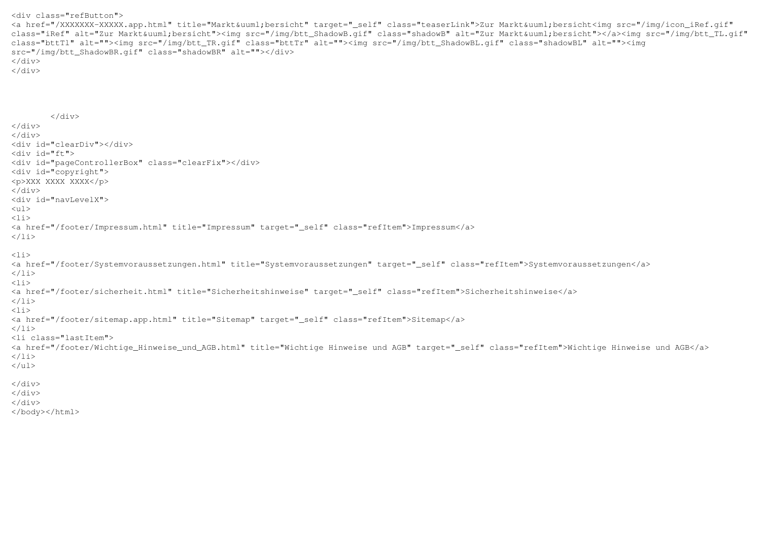```html
<div class="refButton">
<a href="/XXXXXXX-XXXXX.app.html" title="Markt&uuml;bersicht" target="_self" class="teaserLink">Zur Markt&uuml;bersicht<img src="/img/icon_iRef.gif" class="iRef" alt="Zur Markt&uuml;bersicht"><img src="/img/btt_ShadowB.gif" class="shadowB" alt="Zur Markt&uuml;bersicht"></a><img src="/img/btt_TL.gif" class="bttTl" alt=""><img src="/img/btt_TR.gif" class="bttTr" alt=""><img src="/img/btt_ShadowBL.gif" class="shadowBL" alt=""><img src="/img/btt_ShadowBR.gif" class="shadowBR" alt=""></div>
</div>
</div>




        </div>
</div>
</div>
<div id="clearDiv"></div>
<div id="ft">
<div id="pageControllerBox" class="clearFix"></div>
<div id="copyright">
<p>XXX XXXX XXXX</p>
</div>
<div id="navLevelX">
<ul>
<li>
<a href="/footer/Impressum.html" title="Impressum" target="_self" class="refItem">Impressum</a>
</li>

<li>
<a href="/footer/Systemvoraussetzungen.html" title="Systemvoraussetzungen" target="_self" class="refItem">Systemvoraussetzungen</a>
</li>
<li>
<a href="/footer/sicherheit.html" title="Sicherheitshinweise" target="_self" class="refItem">Sicherheitshinweise</a>
</li>
<li>
<a href="/footer/sitemap.app.html" title="Sitemap" target="_self" class="refItem">Sitemap</a>
</li>
<li class="lastItem">
<a href="/footer/Wichtige_Hinweise_und_AGB.html" title="Wichtige Hinweise und AGB" target="_self" class="refItem">Wichtige Hinweise und AGB</a>
</li>
</ul>

</div>
</div>
</div>
</body></html>
```